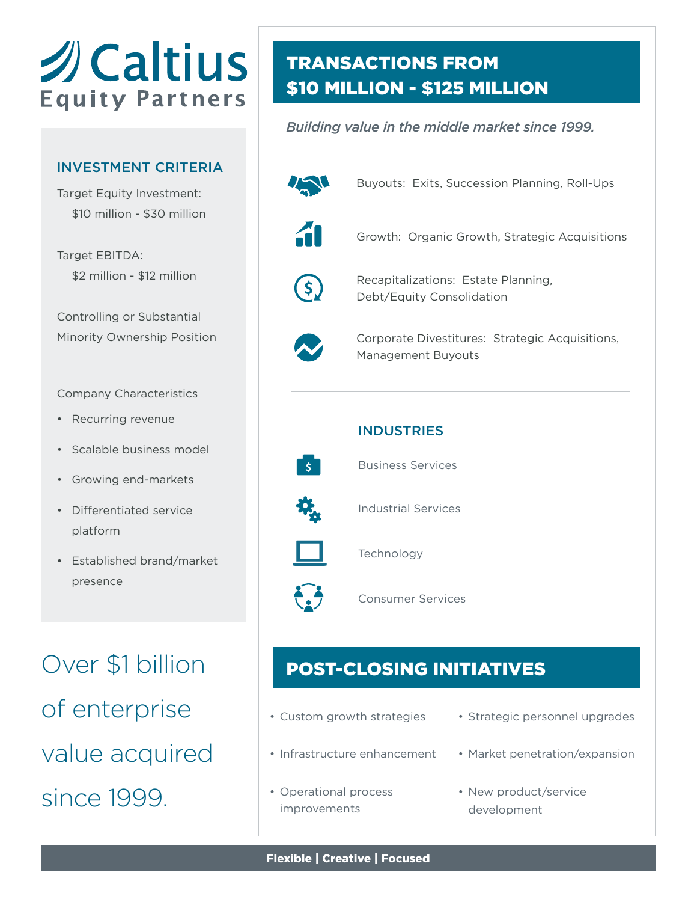# Caltius Equity Partners

## INVESTMENT CRITERIA

Target Equity Investment:
$10 million - $30 million

Target EBITDA:
$2 million - $12 million

Controlling or Substantial Minority Ownership Position

Company Characteristics

- Recurring revenue
- Scalable business model
- Growing end-markets
- Differentiated service platform
- Established brand/market presence

Over $1 billion of enterprise value acquired since 1999.

## TRANSACTIONS FROM $10 MILLION - $125 MILLION

*Building value in the middle market since 1999.*

Buyouts: Exits, Succession Planning, Roll-Ups

Growth: Organic Growth, Strategic Acquisitions

Recapitalizations: Estate Planning, Debt/Equity Consolidation

Corporate Divestitures: Strategic Acquisitions, Management Buyouts

### INDUSTRIES

Business Services

Industrial Services

Technology

Consumer Services

## POST-CLOSING INITIATIVES

- Custom growth strategies
- Infrastructure enhancement
- Operational process improvements
- Strategic personnel upgrades
- Market penetration/expansion
- New product/service development

**Flexible | Creative | Focused**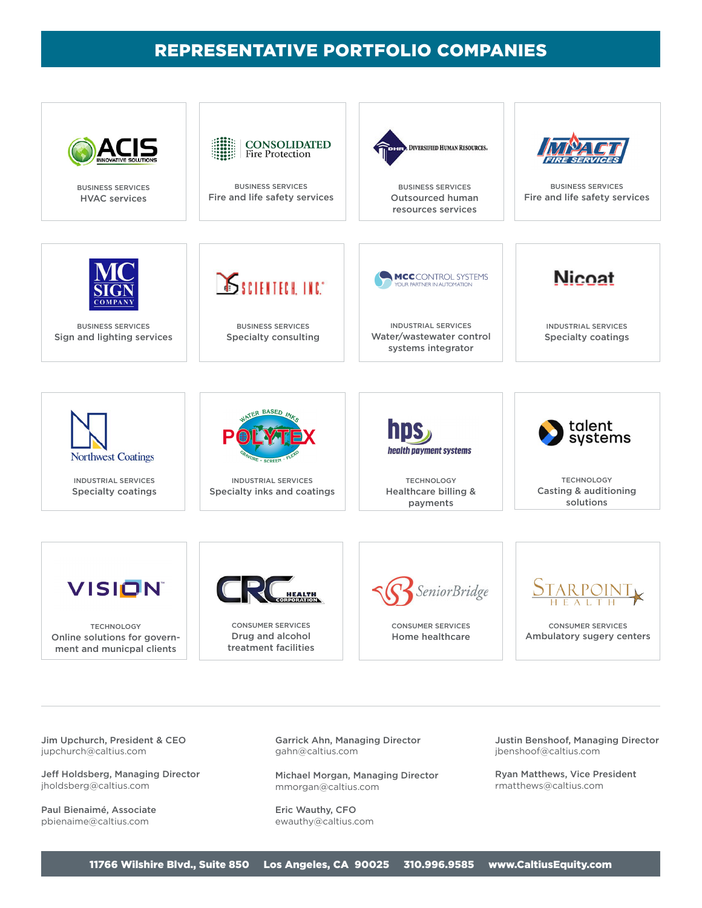## REPRESENTATIVE PORTFOLIO COMPANIES

**ACIS Innovative Solutions**
BUSINESS SERVICES
HVAC services

**Consolidated Fire Protection**
BUSINESS SERVICES
Fire and life safety services

**DHR Diversified Human Resources**
BUSINESS SERVICES
Outsourced human resources services

**Impact Fire Services**
BUSINESS SERVICES
Fire and life safety services

**MC Sign Company**
BUSINESS SERVICES
Sign and lighting services

**Scientech, Inc.**
BUSINESS SERVICES
Specialty consulting

**MCC Control Systems** – Your Partner in Automation
INDUSTRIAL SERVICES
Water/wastewater control systems integrator

**Nicoat**
INDUSTRIAL SERVICES
Specialty coatings

**Northwest Coatings**
INDUSTRIAL SERVICES
Specialty coatings

**Polytex** – Water Based Inks – Gravure · Screen · Flexo
INDUSTRIAL SERVICES
Specialty inks and coatings

**hps health payment systems**
TECHNOLOGY
Healthcare billing & payments

**talent systems**
TECHNOLOGY
Casting & auditioning solutions

**Vision**
TECHNOLOGY
Online solutions for government and municpal clients

**CRC Health Corporation**
CONSUMER SERVICES
Drug and alcohol treatment facilities

**SeniorBridge**
CONSUMER SERVICES
Home healthcare

**Starpoint Health**
CONSUMER SERVICES
Ambulatory sugery centers

---

Jim Upchurch, President & CEO
jupchurch@caltius.com

Jeff Holdsberg, Managing Director
jholdsberg@caltius.com

Paul Bienaimé, Associate
pbienaime@caltius.com

Garrick Ahn, Managing Director
gahn@caltius.com

Michael Morgan, Managing Director
mmorgan@caltius.com

Eric Wauthy, CFO
ewauthy@caltius.com

Justin Benshoof, Managing Director
jbenshoof@caltius.com

Ryan Matthews, Vice President
rmatthews@caltius.com

**11766 Wilshire Blvd., Suite 850 Los Angeles, CA 90025 310.996.9585 www.CaltiusEquity.com**